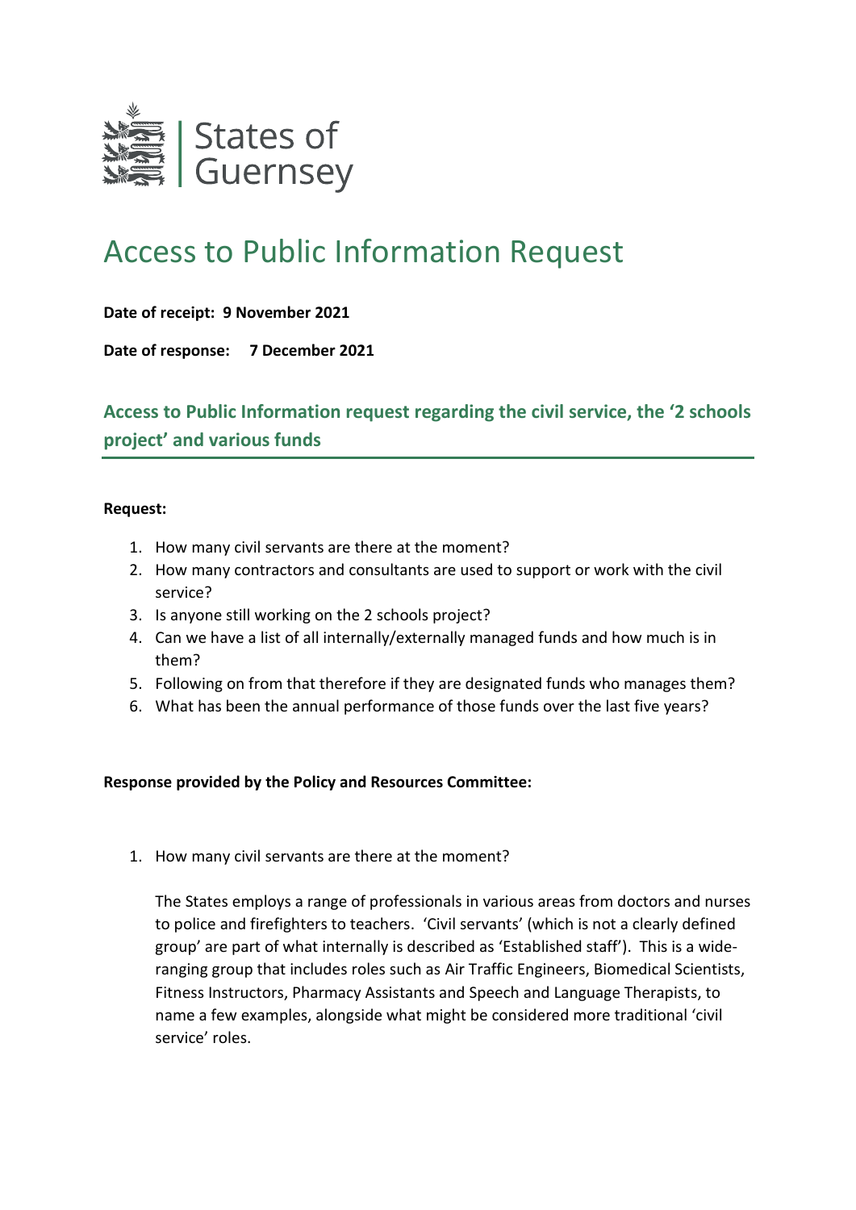States of Guernsey

# Access to Public Information Request

**Date of receipt: 9 November 2021**

**Date of response: 7 December 2021**

## Access to Public Information request regarding the civil service, the '2 schools project' and various funds

**Request:**

1. How many civil servants are there at the moment?
2. How many contractors and consultants are used to support or work with the civil service?
3. Is anyone still working on the 2 schools project?
4. Can we have a list of all internally/externally managed funds and how much is in them?
5. Following on from that therefore if they are designated funds who manages them?
6. What has been the annual performance of those funds over the last five years?

**Response provided by the Policy and Resources Committee:**

1. How many civil servants are there at the moment?

   The States employs a range of professionals in various areas from doctors and nurses to police and firefighters to teachers. 'Civil servants' (which is not a clearly defined group' are part of what internally is described as 'Established staff'). This is a wide-ranging group that includes roles such as Air Traffic Engineers, Biomedical Scientists, Fitness Instructors, Pharmacy Assistants and Speech and Language Therapists, to name a few examples, alongside what might be considered more traditional 'civil service' roles.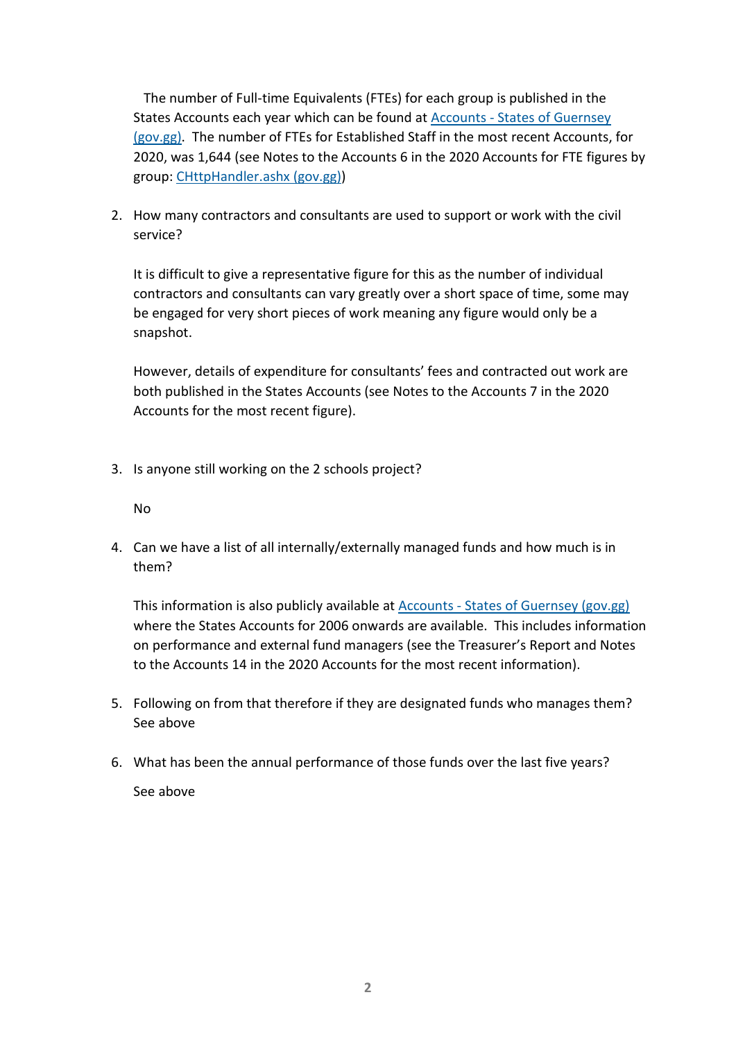The number of Full-time Equivalents (FTEs) for each group is published in the States Accounts each year which can be found at [Accounts - States of Guernsey (gov.gg)](). The number of FTEs for Established Staff in the most recent Accounts, for 2020, was 1,644 (see Notes to the Accounts 6 in the 2020 Accounts for FTE figures by group: [CHttpHandler.ashx (gov.gg)]())

2. How many contractors and consultants are used to support or work with the civil service?

   It is difficult to give a representative figure for this as the number of individual contractors and consultants can vary greatly over a short space of time, some may be engaged for very short pieces of work meaning any figure would only be a snapshot.

   However, details of expenditure for consultants' fees and contracted out work are both published in the States Accounts (see Notes to the Accounts 7 in the 2020 Accounts for the most recent figure).

3. Is anyone still working on the 2 schools project?

   No

4. Can we have a list of all internally/externally managed funds and how much is in them?

   This information is also publicly available at [Accounts - States of Guernsey (gov.gg)]() where the States Accounts for 2006 onwards are available. This includes information on performance and external fund managers (see the Treasurer's Report and Notes to the Accounts 14 in the 2020 Accounts for the most recent information).

5. Following on from that therefore if they are designated funds who manages them?
   See above

6. What has been the annual performance of those funds over the last five years?

   See above